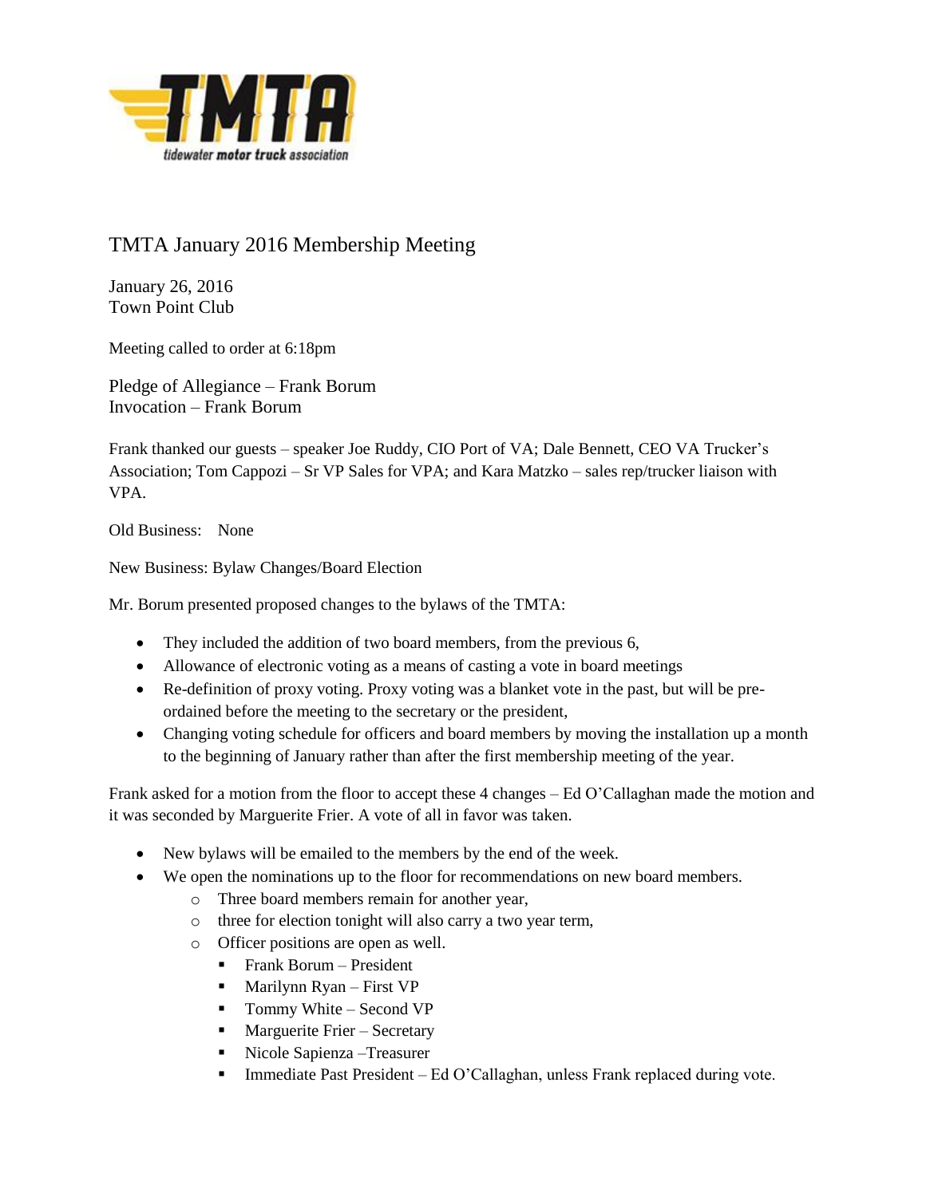TMTA

tidewater motor truck association

# TMTA January 2016 Membership Meeting

January 26, 2016
Town Point Club

Meeting called to order at 6:18pm

Pledge of Allegiance – Frank Borum
Invocation – Frank Borum

Frank thanked our guests – speaker Joe Ruddy, CIO Port of VA; Dale Bennett, CEO VA Trucker's Association; Tom Cappozi – Sr VP Sales for VPA; and Kara Matzko – sales rep/trucker liaison with VPA.

Old Business: None

New Business: Bylaw Changes/Board Election

Mr. Borum presented proposed changes to the bylaws of the TMTA:

- They included the addition of two board members, from the previous 6,
- Allowance of electronic voting as a means of casting a vote in board meetings
- Re-definition of proxy voting. Proxy voting was a blanket vote in the past, but will be pre-ordained before the meeting to the secretary or the president,
- Changing voting schedule for officers and board members by moving the installation up a month to the beginning of January rather than after the first membership meeting of the year.

Frank asked for a motion from the floor to accept these 4 changes – Ed O'Callaghan made the motion and it was seconded by Marguerite Frier. A vote of all in favor was taken.

- New bylaws will be emailed to the members by the end of the week.
- We open the nominations up to the floor for recommendations on new board members.
  - Three board members remain for another year,
  - three for election tonight will also carry a two year term,
  - Officer positions are open as well.
    - Frank Borum – President
    - Marilynn Ryan – First VP
    - Tommy White – Second VP
    - Marguerite Frier – Secretary
    - Nicole Sapienza –Treasurer
    - Immediate Past President – Ed O'Callaghan, unless Frank replaced during vote.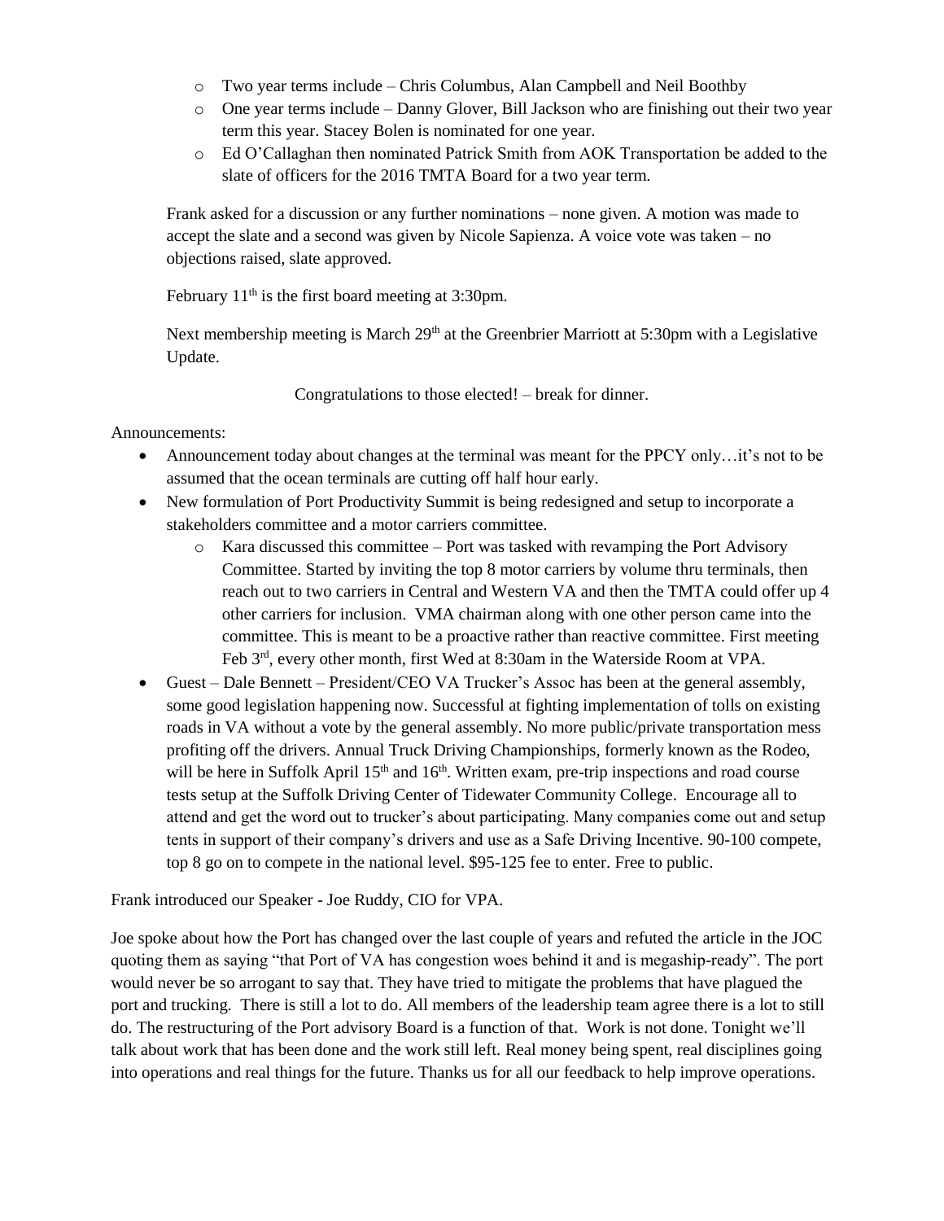- Two year terms include – Chris Columbus, Alan Campbell and Neil Boothby
  - One year terms include – Danny Glover, Bill Jackson who are finishing out their two year term this year. Stacey Bolen is nominated for one year.
  - Ed O'Callaghan then nominated Patrick Smith from AOK Transportation be added to the slate of officers for the 2016 TMTA Board for a two year term.

Frank asked for a discussion or any further nominations – none given. A motion was made to accept the slate and a second was given by Nicole Sapienza. A voice vote was taken – no objections raised, slate approved.

February 11th is the first board meeting at 3:30pm.

Next membership meeting is March 29th at the Greenbrier Marriott at 5:30pm with a Legislative Update.

Congratulations to those elected! – break for dinner.

Announcements:

- Announcement today about changes at the terminal was meant for the PPCY only…it's not to be assumed that the ocean terminals are cutting off half hour early.
- New formulation of Port Productivity Summit is being redesigned and setup to incorporate a stakeholders committee and a motor carriers committee.
  - Kara discussed this committee – Port was tasked with revamping the Port Advisory Committee. Started by inviting the top 8 motor carriers by volume thru terminals, then reach out to two carriers in Central and Western VA and then the TMTA could offer up 4 other carriers for inclusion. VMA chairman along with one other person came into the committee. This is meant to be a proactive rather than reactive committee. First meeting Feb 3rd, every other month, first Wed at 8:30am in the Waterside Room at VPA.
- Guest – Dale Bennett – President/CEO VA Trucker's Assoc has been at the general assembly, some good legislation happening now. Successful at fighting implementation of tolls on existing roads in VA without a vote by the general assembly. No more public/private transportation mess profiting off the drivers. Annual Truck Driving Championships, formerly known as the Rodeo, will be here in Suffolk April 15th and 16th. Written exam, pre-trip inspections and road course tests setup at the Suffolk Driving Center of Tidewater Community College. Encourage all to attend and get the word out to trucker's about participating. Many companies come out and setup tents in support of their company's drivers and use as a Safe Driving Incentive. 90-100 compete, top 8 go on to compete in the national level. $95-125 fee to enter. Free to public.

Frank introduced our Speaker - Joe Ruddy, CIO for VPA.

Joe spoke about how the Port has changed over the last couple of years and refuted the article in the JOC quoting them as saying "that Port of VA has congestion woes behind it and is megaship-ready". The port would never be so arrogant to say that. They have tried to mitigate the problems that have plagued the port and trucking. There is still a lot to do. All members of the leadership team agree there is a lot to still do. The restructuring of the Port advisory Board is a function of that. Work is not done. Tonight we'll talk about work that has been done and the work still left. Real money being spent, real disciplines going into operations and real things for the future. Thanks us for all our feedback to help improve operations.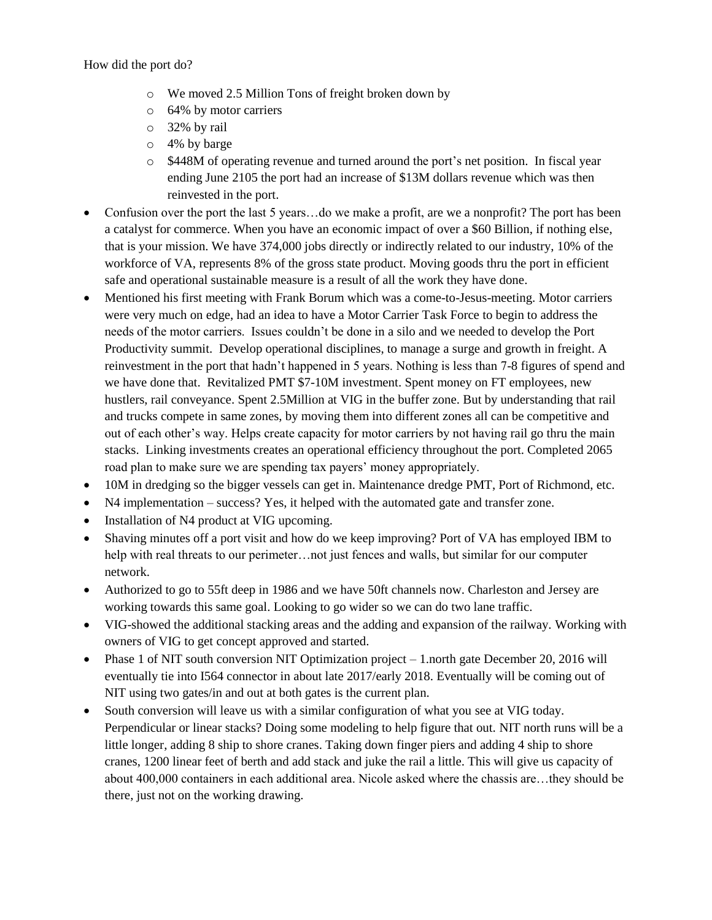How did the port do?

- We moved 2.5 Million Tons of freight broken down by
- 64% by motor carriers
- 32% by rail
- 4% by barge
- $448M of operating revenue and turned around the port's net position. In fiscal year ending June 2105 the port had an increase of $13M dollars revenue which was then reinvested in the port.

- Confusion over the port the last 5 years…do we make a profit, are we a nonprofit? The port has been a catalyst for commerce. When you have an economic impact of over a $60 Billion, if nothing else, that is your mission. We have 374,000 jobs directly or indirectly related to our industry, 10% of the workforce of VA, represents 8% of the gross state product. Moving goods thru the port in efficient safe and operational sustainable measure is a result of all the work they have done.
- Mentioned his first meeting with Frank Borum which was a come-to-Jesus-meeting. Motor carriers were very much on edge, had an idea to have a Motor Carrier Task Force to begin to address the needs of the motor carriers. Issues couldn't be done in a silo and we needed to develop the Port Productivity summit. Develop operational disciplines, to manage a surge and growth in freight. A reinvestment in the port that hadn't happened in 5 years. Nothing is less than 7-8 figures of spend and we have done that. Revitalized PMT $7-10M investment. Spent money on FT employees, new hustlers, rail conveyance. Spent 2.5Million at VIG in the buffer zone. But by understanding that rail and trucks compete in same zones, by moving them into different zones all can be competitive and out of each other's way. Helps create capacity for motor carriers by not having rail go thru the main stacks. Linking investments creates an operational efficiency throughout the port. Completed 2065 road plan to make sure we are spending tax payers' money appropriately.
- 10M in dredging so the bigger vessels can get in. Maintenance dredge PMT, Port of Richmond, etc.
- N4 implementation – success? Yes, it helped with the automated gate and transfer zone.
- Installation of N4 product at VIG upcoming.
- Shaving minutes off a port visit and how do we keep improving? Port of VA has employed IBM to help with real threats to our perimeter…not just fences and walls, but similar for our computer network.
- Authorized to go to 55ft deep in 1986 and we have 50ft channels now. Charleston and Jersey are working towards this same goal. Looking to go wider so we can do two lane traffic.
- VIG-showed the additional stacking areas and the adding and expansion of the railway. Working with owners of VIG to get concept approved and started.
- Phase 1 of NIT south conversion NIT Optimization project – 1.north gate December 20, 2016 will eventually tie into I564 connector in about late 2017/early 2018. Eventually will be coming out of NIT using two gates/in and out at both gates is the current plan.
- South conversion will leave us with a similar configuration of what you see at VIG today. Perpendicular or linear stacks? Doing some modeling to help figure that out. NIT north runs will be a little longer, adding 8 ship to shore cranes. Taking down finger piers and adding 4 ship to shore cranes, 1200 linear feet of berth and add stack and juke the rail a little. This will give us capacity of about 400,000 containers in each additional area. Nicole asked where the chassis are…they should be there, just not on the working drawing.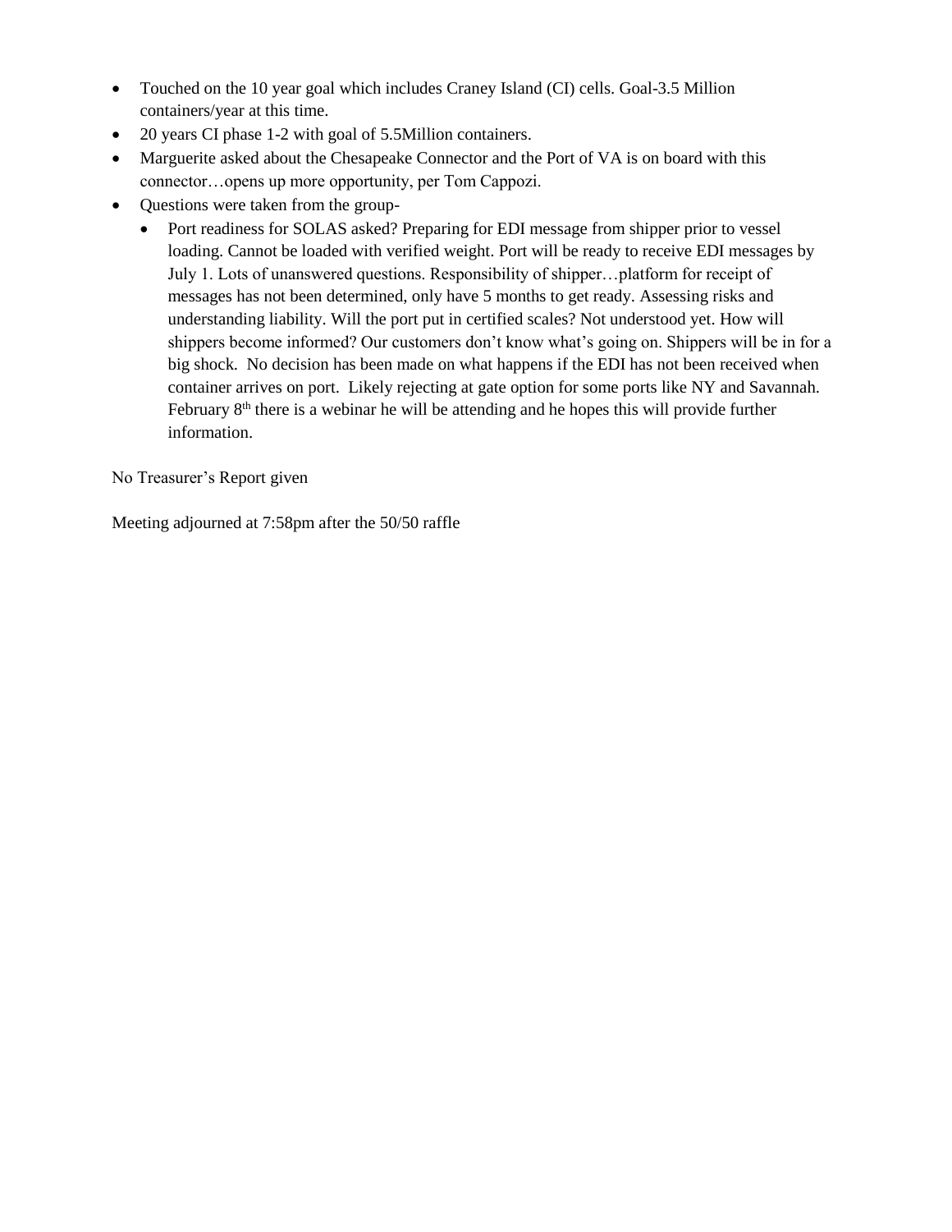- Touched on the 10 year goal which includes Craney Island (CI) cells. Goal-3.5 Million containers/year at this time.
- 20 years CI phase 1-2 with goal of 5.5Million containers.
- Marguerite asked about the Chesapeake Connector and the Port of VA is on board with this connector…opens up more opportunity, per Tom Cappozi.
- Questions were taken from the group-
  - Port readiness for SOLAS asked? Preparing for EDI message from shipper prior to vessel loading. Cannot be loaded with verified weight. Port will be ready to receive EDI messages by July 1. Lots of unanswered questions. Responsibility of shipper…platform for receipt of messages has not been determined, only have 5 months to get ready. Assessing risks and understanding liability. Will the port put in certified scales? Not understood yet. How will shippers become informed? Our customers don't know what's going on. Shippers will be in for a big shock. No decision has been made on what happens if the EDI has not been received when container arrives on port. Likely rejecting at gate option for some ports like NY and Savannah. February 8th there is a webinar he will be attending and he hopes this will provide further information.

No Treasurer's Report given

Meeting adjourned at 7:58pm after the 50/50 raffle